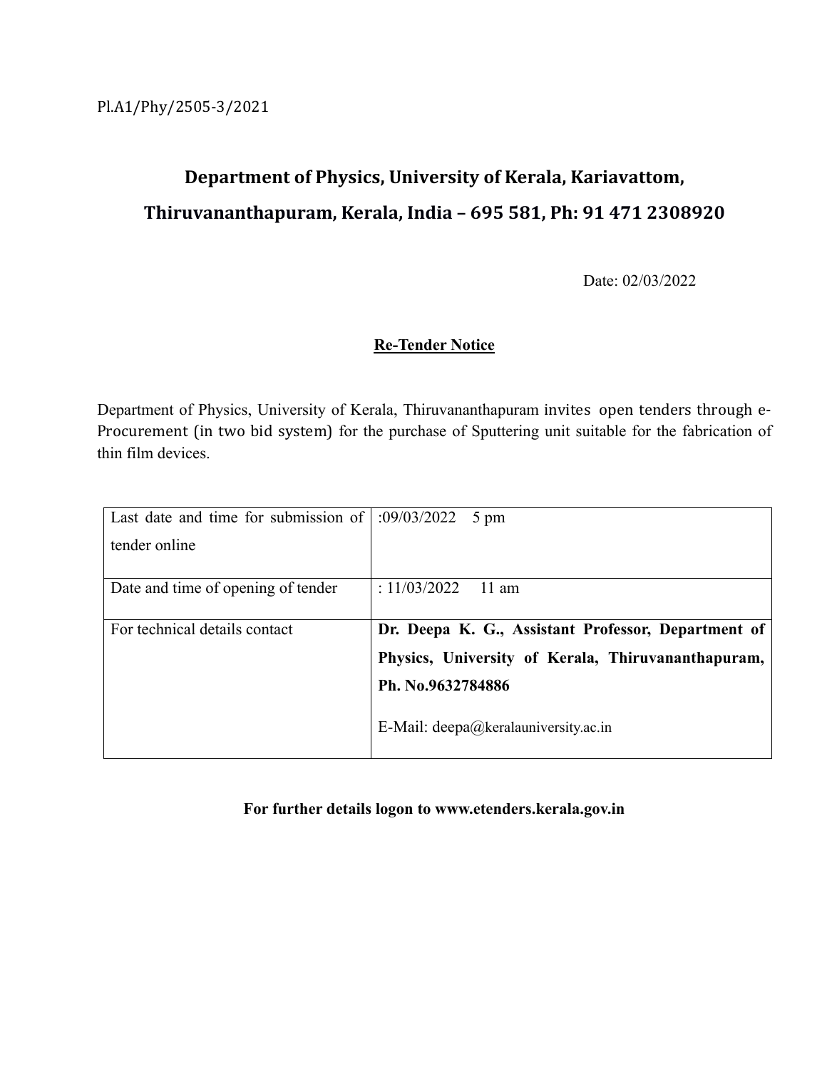Pl.A1/Phy/2505-3/2021

# Department of Physics, University of Kerala, Kariavattom, Thiruvananthapuram, Kerala, India – 695 581, Ph: 91 471 2308920

Date: 02/03/2022

## Re-Tender Notice

Department of Physics, University of Kerala, Thiruvananthapuram invites open tenders through e-Procurement (in two bid system) for the purchase of Sputtering unit suitable for the fabrication of thin film devices.

| | |
|---|---|
| Last date and time for submission of tender online | :09/03/2022 5 pm |
| Date and time of opening of tender | : 11/03/2022 11 am |
| For technical details contact | **Dr. Deepa K. G., Assistant Professor, Department of Physics, University of Kerala, Thiruvananthapuram, Ph. No.9632784886**<br><br>E-Mail: deepa@keralauniversity.ac.in |

**For further details logon to www.etenders.kerala.gov.in**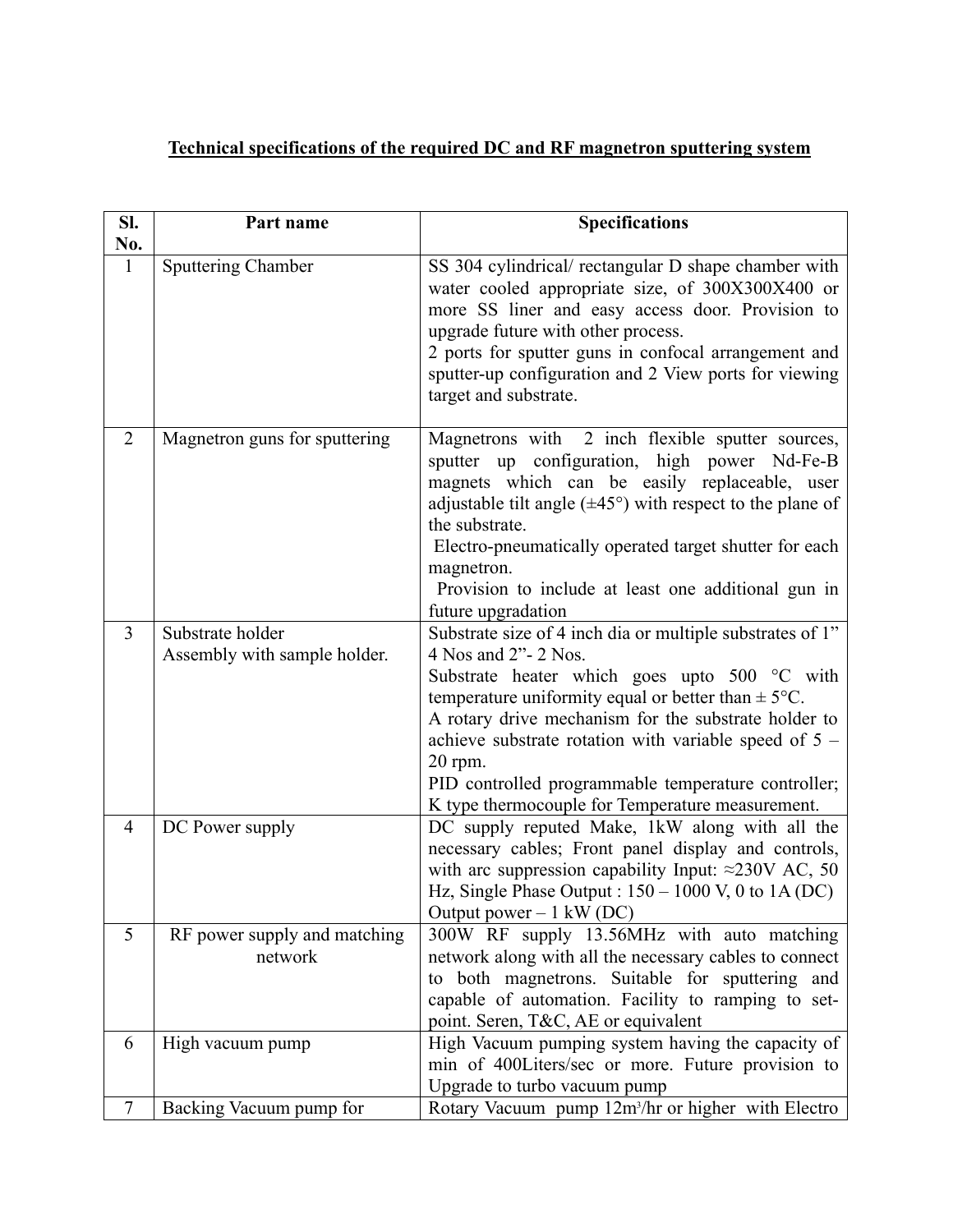**Technical specifications of the required DC and RF magnetron sputtering system**

| Sl. No. | Part name | Specifications |
|---|---|---|
| 1 | Sputtering Chamber | SS 304 cylindrical/ rectangular D shape chamber with water cooled appropriate size, of 300X300X400 or more SS liner and easy access door. Provision to upgrade future with other process.<br>2 ports for sputter guns in confocal arrangement and sputter-up configuration and 2 View ports for viewing target and substrate. |
| 2 | Magnetron guns for sputtering | Magnetrons with 2 inch flexible sputter sources, sputter up configuration, high power Nd-Fe-B magnets which can be easily replaceable, user adjustable tilt angle (±45°) with respect to the plane of the substrate.<br>Electro-pneumatically operated target shutter for each magnetron.<br>Provision to include at least one additional gun in future upgradation |
| 3 | Substrate holder Assembly with sample holder. | Substrate size of 4 inch dia or multiple substrates of 1" 4 Nos and 2"- 2 Nos.<br>Substrate heater which goes upto 500 °C with temperature uniformity equal or better than ± 5°C.<br>A rotary drive mechanism for the substrate holder to achieve substrate rotation with variable speed of 5 – 20 rpm.<br>PID controlled programmable temperature controller; K type thermocouple for Temperature measurement. |
| 4 | DC Power supply | DC supply reputed Make, 1kW along with all the necessary cables; Front panel display and controls, with arc suppression capability Input: ≈230V AC, 50 Hz, Single Phase Output : 150 – 1000 V, 0 to 1A (DC) Output power – 1 kW (DC) |
| 5 | RF power supply and matching network | 300W RF supply 13.56MHz with auto matching network along with all the necessary cables to connect to both magnetrons. Suitable for sputtering and capable of automation. Facility to ramping to set-point. Seren, T&C, AE or equivalent |
| 6 | High vacuum pump | High Vacuum pumping system having the capacity of min of 400Liters/sec or more. Future provision to Upgrade to turbo vacuum pump |
| 7 | Backing Vacuum pump for | Rotary Vacuum pump $12 m^3/hr$ or higher with Electro |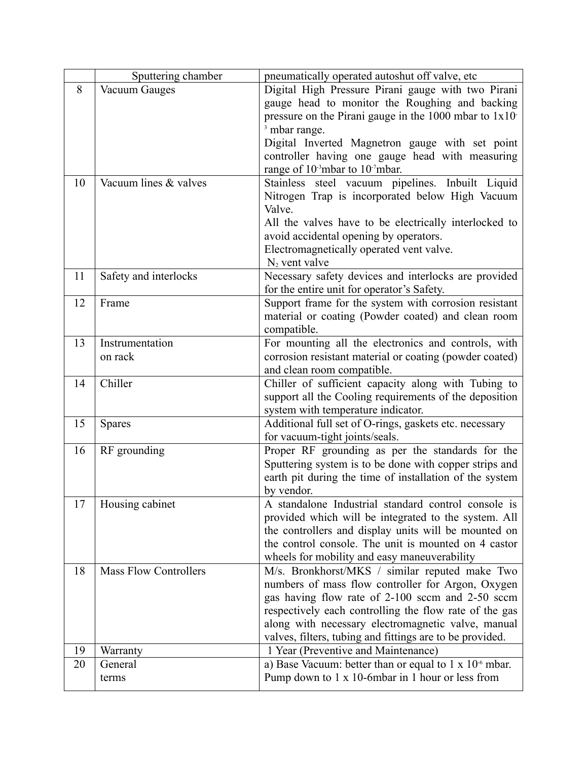|  | Sputtering chamber | pneumatically operated autoshut off valve, etc |
|---|---|---|
| 8 | Vacuum Gauges | Digital High Pressure Pirani gauge with two Pirani gauge head to monitor the Roughing and backing pressure on the Pirani gauge in the 1000 mbar to $1x10^{-3}$ mbar range.<br>Digital Inverted Magnetron gauge with set point controller having one gauge head with measuring range of $10^{-3}$mbar to $10^{-7}$mbar. |
| 10 | Vacuum lines & valves | Stainless steel vacuum pipelines. Inbuilt Liquid Nitrogen Trap is incorporated below High Vacuum Valve.<br>All the valves have to be electrically interlocked to avoid accidental opening by operators.<br>Electromagnetically operated vent valve.<br>$N_2$ vent valve |
| 11 | Safety and interlocks | Necessary safety devices and interlocks are provided for the entire unit for operator's Safety. |
| 12 | Frame | Support frame for the system with corrosion resistant material or coating (Powder coated) and clean room compatible. |
| 13 | Instrumentation on rack | For mounting all the electronics and controls, with corrosion resistant material or coating (powder coated) and clean room compatible. |
| 14 | Chiller | Chiller of sufficient capacity along with Tubing to support all the Cooling requirements of the deposition system with temperature indicator. |
| 15 | Spares | Additional full set of O-rings, gaskets etc. necessary for vacuum-tight joints/seals. |
| 16 | RF grounding | Proper RF grounding as per the standards for the Sputtering system is to be done with copper strips and earth pit during the time of installation of the system by vendor. |
| 17 | Housing cabinet | A standalone Industrial standard control console is provided which will be integrated to the system. All the controllers and display units will be mounted on the control console. The unit is mounted on 4 castor wheels for mobility and easy maneuverability |
| 18 | Mass Flow Controllers | M/s. Bronkhorst/MKS / similar reputed make Two numbers of mass flow controller for Argon, Oxygen gas having flow rate of 2-100 sccm and 2-50 sccm respectively each controlling the flow rate of the gas along with necessary electromagnetic valve, manual valves, filters, tubing and fittings are to be provided. |
| 19 | Warranty | 1 Year (Preventive and Maintenance) |
| 20 | General terms | a) Base Vacuum: better than or equal to $1 \times 10^{-6}$ mbar. Pump down to 1 x 10-6mbar in 1 hour or less from |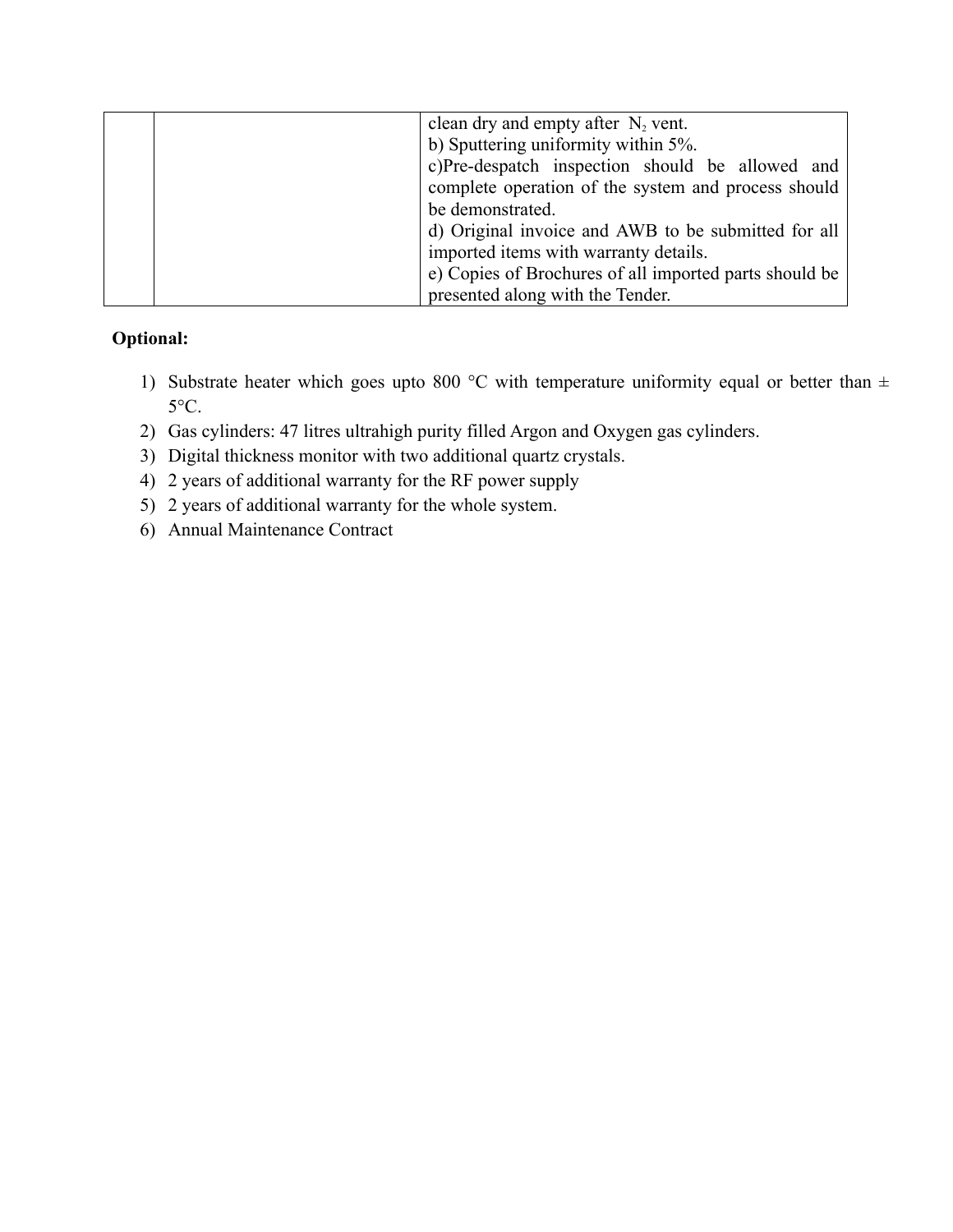|  |  | clean dry and empty after $N_2$ vent.<br>b) Sputtering uniformity within 5%.<br>c)Pre-despatch inspection should be allowed and complete operation of the system and process should be demonstrated.<br>d) Original invoice and AWB to be submitted for all imported items with warranty details.<br>e) Copies of Brochures of all imported parts should be presented along with the Tender. |
|---|---|---|

**Optional:**

1) Substrate heater which goes upto 800 °C with temperature uniformity equal or better than ± 5°C.
2) Gas cylinders: 47 litres ultrahigh purity filled Argon and Oxygen gas cylinders.
3) Digital thickness monitor with two additional quartz crystals.
4) 2 years of additional warranty for the RF power supply
5) 2 years of additional warranty for the whole system.
6) Annual Maintenance Contract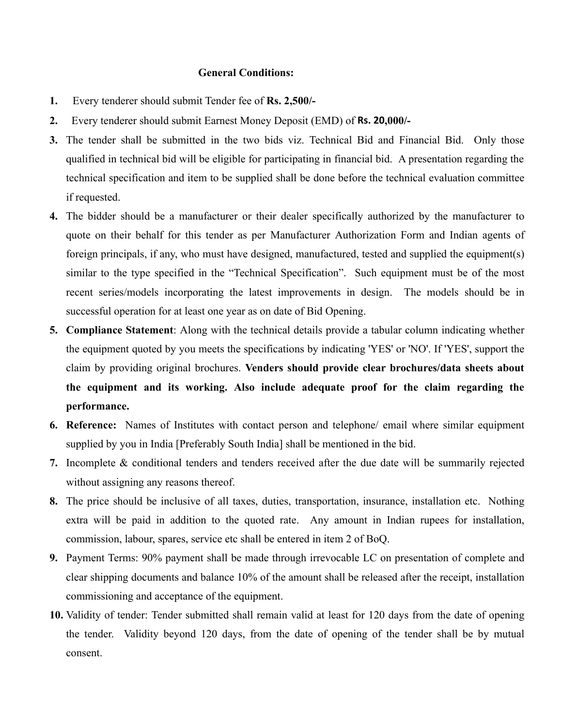## General Conditions:

1. Every tenderer should submit Tender fee of **Rs. 2,500/-**
2. Every tenderer should submit Earnest Money Deposit (EMD) of **Rs. 20,000/-**
3. The tender shall be submitted in the two bids viz. Technical Bid and Financial Bid. Only those qualified in technical bid will be eligible for participating in financial bid. A presentation regarding the technical specification and item to be supplied shall be done before the technical evaluation committee if requested.
4. The bidder should be a manufacturer or their dealer specifically authorized by the manufacturer to quote on their behalf for this tender as per Manufacturer Authorization Form and Indian agents of foreign principals, if any, who must have designed, manufactured, tested and supplied the equipment(s) similar to the type specified in the "Technical Specification". Such equipment must be of the most recent series/models incorporating the latest improvements in design. The models should be in successful operation for at least one year as on date of Bid Opening.
5. **Compliance Statement**: Along with the technical details provide a tabular column indicating whether the equipment quoted by you meets the specifications by indicating 'YES' or 'NO'. If 'YES', support the claim by providing original brochures. **Venders should provide clear brochures/data sheets about the equipment and its working. Also include adequate proof for the claim regarding the performance.**
6. **Reference:** Names of Institutes with contact person and telephone/ email where similar equipment supplied by you in India [Preferably South India] shall be mentioned in the bid.
7. Incomplete & conditional tenders and tenders received after the due date will be summarily rejected without assigning any reasons thereof.
8. The price should be inclusive of all taxes, duties, transportation, insurance, installation etc. Nothing extra will be paid in addition to the quoted rate. Any amount in Indian rupees for installation, commission, labour, spares, service etc shall be entered in item 2 of BoQ.
9. Payment Terms: 90% payment shall be made through irrevocable LC on presentation of complete and clear shipping documents and balance 10% of the amount shall be released after the receipt, installation commissioning and acceptance of the equipment.
10. Validity of tender: Tender submitted shall remain valid at least for 120 days from the date of opening the tender. Validity beyond 120 days, from the date of opening of the tender shall be by mutual consent.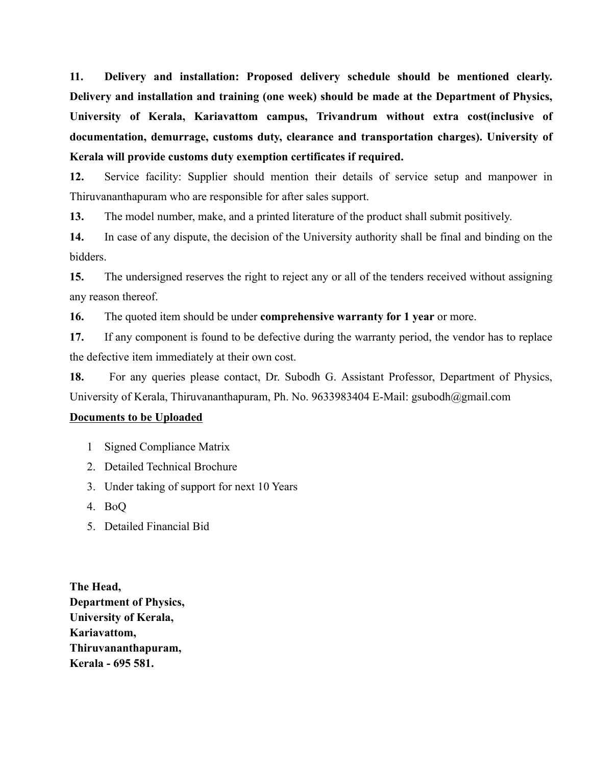**11. Delivery and installation: Proposed delivery schedule should be mentioned clearly. Delivery and installation and training (one week) should be made at the Department of Physics, University of Kerala, Kariavattom campus, Trivandrum without extra cost(inclusive of documentation, demurrage, customs duty, clearance and transportation charges). University of Kerala will provide customs duty exemption certificates if required.**

**12.** Service facility: Supplier should mention their details of service setup and manpower in Thiruvananthapuram who are responsible for after sales support.

**13.** The model number, make, and a printed literature of the product shall submit positively.

**14.** In case of any dispute, the decision of the University authority shall be final and binding on the bidders.

**15.** The undersigned reserves the right to reject any or all of the tenders received without assigning any reason thereof.

**16.** The quoted item should be under **comprehensive warranty for 1 year** or more.

**17.** If any component is found to be defective during the warranty period, the vendor has to replace the defective item immediately at their own cost.

**18.** For any queries please contact, Dr. Subodh G. Assistant Professor, Department of Physics, University of Kerala, Thiruvananthapuram, Ph. No. 9633983404 E-Mail: gsubodh@gmail.com

**<u>Documents to be Uploaded</u>**

1. Signed Compliance Matrix
2. Detailed Technical Brochure
3. Under taking of support for next 10 Years
4. BoQ
5. Detailed Financial Bid

**The Head,**
**Department of Physics,**
**University of Kerala,**
**Kariavattom,**
**Thiruvananthapuram,**
**Kerala - 695 581.**